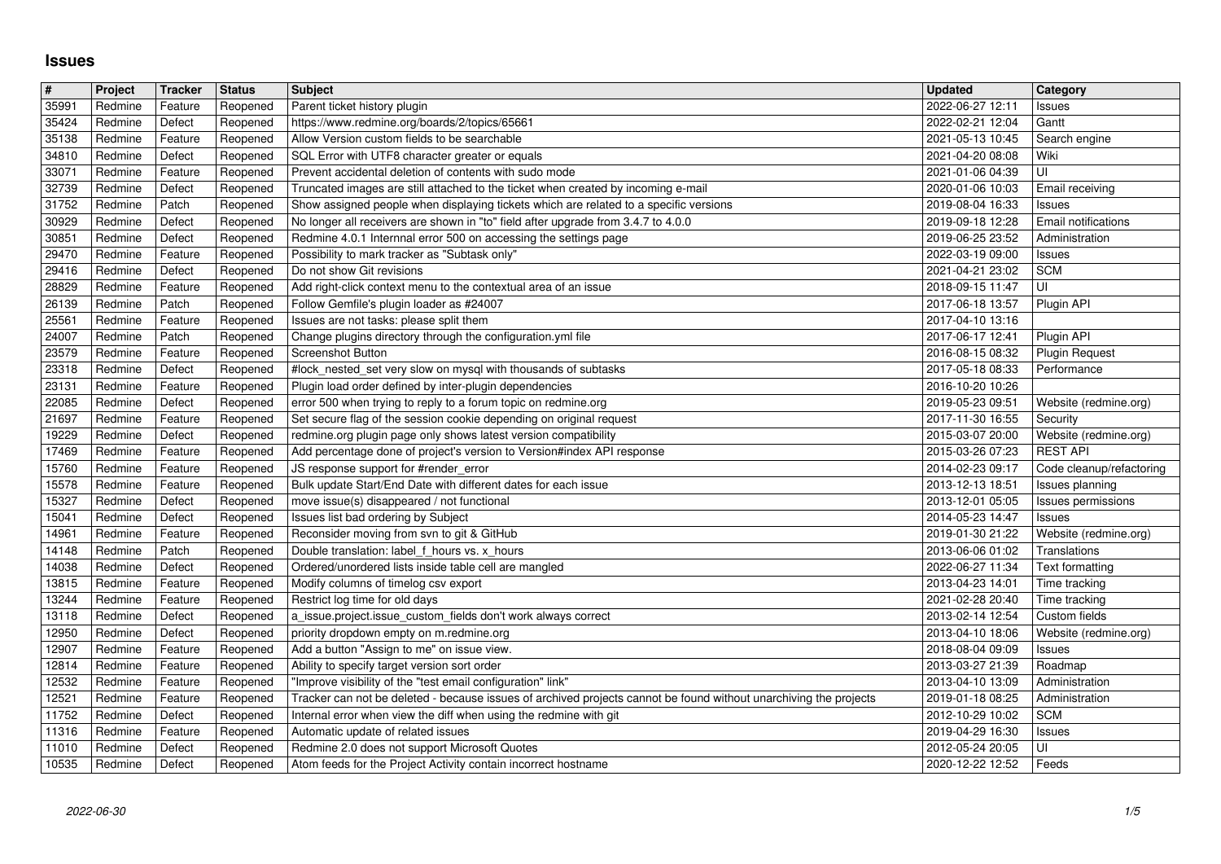# Issues

| # | Project | Tracker | Status | Subject | Updated | Category |
|---|---|---|---|---|---|---|
| 35991 | Redmine | Feature | Reopened | Parent ticket history plugin | 2022-06-27 12:11 | Issues |
| 35424 | Redmine | Defect | Reopened | https://www.redmine.org/boards/2/topics/65661 | 2022-02-21 12:04 | Gantt |
| 35138 | Redmine | Feature | Reopened | Allow Version custom fields to be searchable | 2021-05-13 10:45 | Search engine |
| 34810 | Redmine | Defect | Reopened | SQL Error with UTF8 character greater or equals | 2021-04-20 08:08 | Wiki |
| 33071 | Redmine | Feature | Reopened | Prevent accidental deletion of contents with sudo mode | 2021-01-06 04:39 | UI |
| 32739 | Redmine | Defect | Reopened | Truncated images are still attached to the ticket when created by incoming e-mail | 2020-01-06 10:03 | Email receiving |
| 31752 | Redmine | Patch | Reopened | Show assigned people when displaying tickets which are related to a specific versions | 2019-08-04 16:33 | Issues |
| 30929 | Redmine | Defect | Reopened | No longer all receivers are shown in "to" field after upgrade from 3.4.7 to 4.0.0 | 2019-09-18 12:28 | Email notifications |
| 30851 | Redmine | Defect | Reopened | Redmine 4.0.1 Internnal error 500 on accessing the settings page | 2019-06-25 23:52 | Administration |
| 29470 | Redmine | Feature | Reopened | Possibility to mark tracker as "Subtask only" | 2022-03-19 09:00 | Issues |
| 29416 | Redmine | Defect | Reopened | Do not show Git revisions | 2021-04-21 23:02 | SCM |
| 28829 | Redmine | Feature | Reopened | Add right-click context menu to the contextual area of an issue | 2018-09-15 11:47 | UI |
| 26139 | Redmine | Patch | Reopened | Follow Gemfile's plugin loader as #24007 | 2017-06-18 13:57 | Plugin API |
| 25561 | Redmine | Feature | Reopened | Issues are not tasks: please split them | 2017-04-10 13:16 | |
| 24007 | Redmine | Patch | Reopened | Change plugins directory through the configuration.yml file | 2017-06-17 12:41 | Plugin API |
| 23579 | Redmine | Feature | Reopened | Screenshot Button | 2016-08-15 08:32 | Plugin Request |
| 23318 | Redmine | Defect | Reopened | #lock_nested_set very slow on mysql with thousands of subtasks | 2017-05-18 08:33 | Performance |
| 23131 | Redmine | Feature | Reopened | Plugin load order defined by inter-plugin dependencies | 2016-10-20 10:26 | |
| 22085 | Redmine | Defect | Reopened | error 500 when trying to reply to a forum topic on redmine.org | 2019-05-23 09:51 | Website (redmine.org) |
| 21697 | Redmine | Feature | Reopened | Set secure flag of the session cookie depending on original request | 2017-11-30 16:55 | Security |
| 19229 | Redmine | Defect | Reopened | redmine.org plugin page only shows latest version compatibility | 2015-03-07 20:00 | Website (redmine.org) |
| 17469 | Redmine | Feature | Reopened | Add percentage done of project's version to Version#index API response | 2015-03-26 07:23 | REST API |
| 15760 | Redmine | Feature | Reopened | JS response support for #render_error | 2014-02-23 09:17 | Code cleanup/refactoring |
| 15578 | Redmine | Feature | Reopened | Bulk update Start/End Date with different dates for each issue | 2013-12-13 18:51 | Issues planning |
| 15327 | Redmine | Defect | Reopened | move issue(s) disappeared / not functional | 2013-12-01 05:05 | Issues permissions |
| 15041 | Redmine | Defect | Reopened | Issues list bad ordering by Subject | 2014-05-23 14:47 | Issues |
| 14961 | Redmine | Feature | Reopened | Reconsider moving from svn to git & GitHub | 2019-01-30 21:22 | Website (redmine.org) |
| 14148 | Redmine | Patch | Reopened | Double translation: label_f_hours vs. x_hours | 2013-06-06 01:02 | Translations |
| 14038 | Redmine | Defect | Reopened | Ordered/unordered lists inside table cell are mangled | 2022-06-27 11:34 | Text formatting |
| 13815 | Redmine | Feature | Reopened | Modify columns of timelog csv export | 2013-04-23 14:01 | Time tracking |
| 13244 | Redmine | Feature | Reopened | Restrict log time for old days | 2021-02-28 20:40 | Time tracking |
| 13118 | Redmine | Defect | Reopened | a_issue.project.issue_custom_fields don't work always correct | 2013-02-14 12:54 | Custom fields |
| 12950 | Redmine | Defect | Reopened | priority dropdown empty on m.redmine.org | 2013-04-10 18:06 | Website (redmine.org) |
| 12907 | Redmine | Feature | Reopened | Add a button "Assign to me" on issue view. | 2018-08-04 09:09 | Issues |
| 12814 | Redmine | Feature | Reopened | Ability to specify target version sort order | 2013-03-27 21:39 | Roadmap |
| 12532 | Redmine | Feature | Reopened | "Improve visibility of the "test email configuration" link" | 2013-04-10 13:09 | Administration |
| 12521 | Redmine | Feature | Reopened | Tracker can not be deleted - because issues of archived projects cannot be found without unarchiving the projects | 2019-01-18 08:25 | Administration |
| 11752 | Redmine | Defect | Reopened | Internal error when view the diff when using the redmine with git | 2012-10-29 10:02 | SCM |
| 11316 | Redmine | Feature | Reopened | Automatic update of related issues | 2019-04-29 16:30 | Issues |
| 11010 | Redmine | Defect | Reopened | Redmine 2.0 does not support Microsoft Quotes | 2012-05-24 20:05 | UI |
| 10535 | Redmine | Defect | Reopened | Atom feeds for the Project Activity contain incorrect hostname | 2020-12-22 12:52 | Feeds |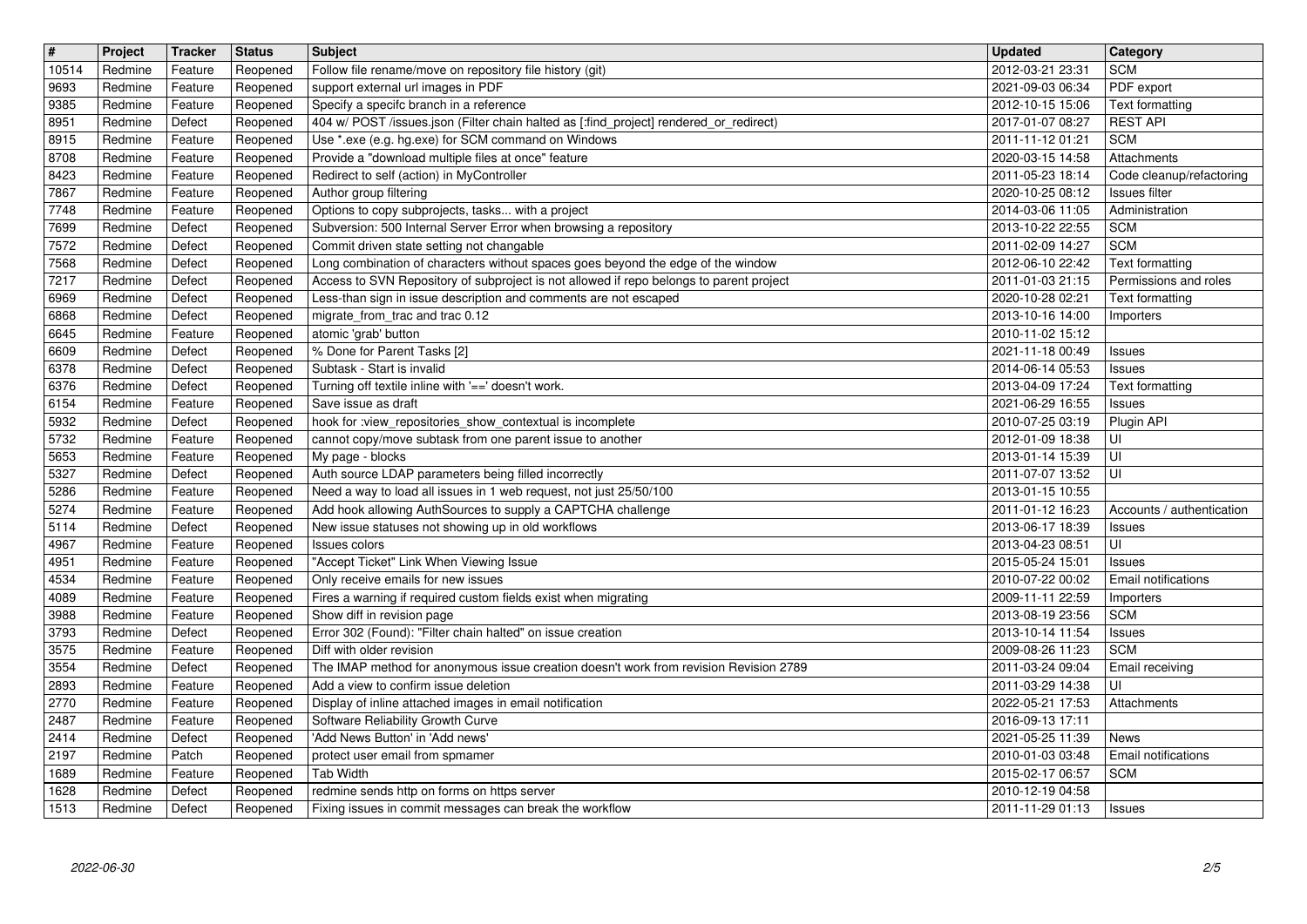| # | Project | Tracker | Status | Subject | Updated | Category |
|---|---|---|---|---|---|---|
| 10514 | Redmine | Feature | Reopened | Follow file rename/move on repository file history (git) | 2012-03-21 23:31 | SCM |
| 9693 | Redmine | Feature | Reopened | support external url images in PDF | 2021-09-03 06:34 | PDF export |
| 9385 | Redmine | Feature | Reopened | Specify a specifc branch in a reference | 2012-10-15 15:06 | Text formatting |
| 8951 | Redmine | Defect | Reopened | 404 w/ POST /issues.json (Filter chain halted as [:find_project] rendered_or_redirect) | 2017-01-07 08:27 | REST API |
| 8915 | Redmine | Feature | Reopened | Use *.exe (e.g. hg.exe) for SCM command on Windows | 2011-11-12 01:21 | SCM |
| 8708 | Redmine | Feature | Reopened | Provide a "download multiple files at once" feature | 2020-03-15 14:58 | Attachments |
| 8423 | Redmine | Feature | Reopened | Redirect to self (action) in MyController | 2011-05-23 18:14 | Code cleanup/refactoring |
| 7867 | Redmine | Feature | Reopened | Author group filtering | 2020-10-25 08:12 | Issues filter |
| 7748 | Redmine | Feature | Reopened | Options to copy subprojects, tasks... with a project | 2014-03-06 11:05 | Administration |
| 7699 | Redmine | Defect | Reopened | Subversion: 500 Internal Server Error when browsing a repository | 2013-10-22 22:55 | SCM |
| 7572 | Redmine | Defect | Reopened | Commit driven state setting not changable | 2011-02-09 14:27 | SCM |
| 7568 | Redmine | Defect | Reopened | Long combination of characters without spaces goes beyond the edge of the window | 2012-06-10 22:42 | Text formatting |
| 7217 | Redmine | Defect | Reopened | Access to SVN Repository of subproject is not allowed if repo belongs to parent project | 2011-01-03 21:15 | Permissions and roles |
| 6969 | Redmine | Defect | Reopened | Less-than sign in issue description and comments are not escaped | 2020-10-28 02:21 | Text formatting |
| 6868 | Redmine | Defect | Reopened | migrate_from_trac and trac 0.12 | 2013-10-16 14:00 | Importers |
| 6645 | Redmine | Feature | Reopened | atomic 'grab' button | 2010-11-02 15:12 | |
| 6609 | Redmine | Defect | Reopened | % Done for Parent Tasks [2] | 2021-11-18 00:49 | Issues |
| 6378 | Redmine | Defect | Reopened | Subtask - Start is invalid | 2014-06-14 05:53 | Issues |
| 6376 | Redmine | Defect | Reopened | Turning off textile inline with '==' doesn't work. | 2013-04-09 17:24 | Text formatting |
| 6154 | Redmine | Feature | Reopened | Save issue as draft | 2021-06-29 16:55 | Issues |
| 5932 | Redmine | Defect | Reopened | hook for :view_repositories_show_contextual is incomplete | 2010-07-25 03:19 | Plugin API |
| 5732 | Redmine | Feature | Reopened | cannot copy/move subtask from one parent issue to another | 2012-01-09 18:38 | UI |
| 5653 | Redmine | Feature | Reopened | My page - blocks | 2013-01-14 15:39 | UI |
| 5327 | Redmine | Defect | Reopened | Auth source LDAP parameters being filled incorrectly | 2011-07-07 13:52 | UI |
| 5286 | Redmine | Feature | Reopened | Need a way to load all issues in 1 web request, not just 25/50/100 | 2013-01-15 10:55 | |
| 5274 | Redmine | Feature | Reopened | Add hook allowing AuthSources to supply a CAPTCHA challenge | 2011-01-12 16:23 | Accounts / authentication |
| 5114 | Redmine | Defect | Reopened | New issue statuses not showing up in old workflows | 2013-06-17 18:39 | Issues |
| 4967 | Redmine | Feature | Reopened | Issues colors | 2013-04-23 08:51 | UI |
| 4951 | Redmine | Feature | Reopened | "Accept Ticket" Link When Viewing Issue | 2015-05-24 15:01 | Issues |
| 4534 | Redmine | Feature | Reopened | Only receive emails for new issues | 2010-07-22 00:02 | Email notifications |
| 4089 | Redmine | Feature | Reopened | Fires a warning if required custom fields exist when migrating | 2009-11-11 22:59 | Importers |
| 3988 | Redmine | Feature | Reopened | Show diff in revision page | 2013-08-19 23:56 | SCM |
| 3793 | Redmine | Defect | Reopened | Error 302 (Found): "Filter chain halted" on issue creation | 2013-10-14 11:54 | Issues |
| 3575 | Redmine | Feature | Reopened | Diff with older revision | 2009-08-26 11:23 | SCM |
| 3554 | Redmine | Defect | Reopened | The IMAP method for anonymous issue creation doesn't work from revision Revision 2789 | 2011-03-24 09:04 | Email receiving |
| 2893 | Redmine | Feature | Reopened | Add a view to confirm issue deletion | 2011-03-29 14:38 | UI |
| 2770 | Redmine | Feature | Reopened | Display of inline attached images in email notification | 2022-05-21 17:53 | Attachments |
| 2487 | Redmine | Feature | Reopened | Software Reliability Growth Curve | 2016-09-13 17:11 | |
| 2414 | Redmine | Defect | Reopened | 'Add News Button' in 'Add news' | 2021-05-25 11:39 | News |
| 2197 | Redmine | Patch | Reopened | protect user email from spmamer | 2010-01-03 03:48 | Email notifications |
| 1689 | Redmine | Feature | Reopened | Tab Width | 2015-02-17 06:57 | SCM |
| 1628 | Redmine | Defect | Reopened | redmine sends http on forms on https server | 2010-12-19 04:58 | |
| 1513 | Redmine | Defect | Reopened | Fixing issues in commit messages can break the workflow | 2011-11-29 01:13 | Issues |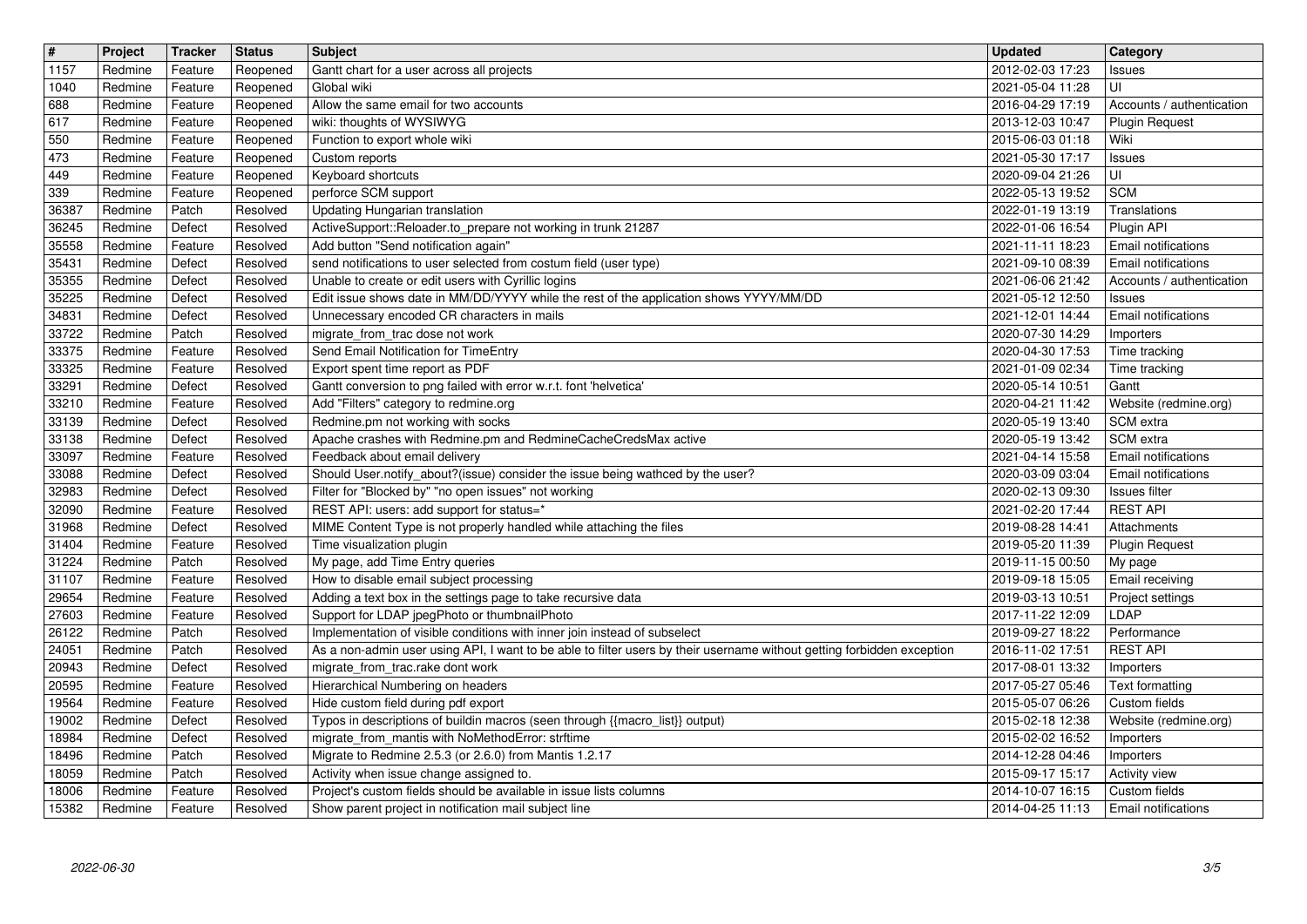| # | Project | Tracker | Status | Subject | Updated | Category |
| --- | --- | --- | --- | --- | --- | --- |
| 1157 | Redmine | Feature | Reopened | Gantt chart for a user across all projects | 2012-02-03 17:23 | Issues |
| 1040 | Redmine | Feature | Reopened | Global wiki | 2021-05-04 11:28 | UI |
| 688 | Redmine | Feature | Reopened | Allow the same email for two accounts | 2016-04-29 17:19 | Accounts / authentication |
| 617 | Redmine | Feature | Reopened | wiki: thoughts of WYSIWYG | 2013-12-03 10:47 | Plugin Request |
| 550 | Redmine | Feature | Reopened | Function to export whole wiki | 2015-06-03 01:18 | Wiki |
| 473 | Redmine | Feature | Reopened | Custom reports | 2021-05-30 17:17 | Issues |
| 449 | Redmine | Feature | Reopened | Keyboard shortcuts | 2020-09-04 21:26 | UI |
| 339 | Redmine | Feature | Reopened | perforce SCM support | 2022-05-13 19:52 | SCM |
| 36387 | Redmine | Patch | Resolved | Updating Hungarian translation | 2022-01-19 13:19 | Translations |
| 36245 | Redmine | Defect | Resolved | ActiveSupport::Reloader.to_prepare not working in trunk 21287 | 2022-01-06 16:54 | Plugin API |
| 35558 | Redmine | Feature | Resolved | Add button "Send notification again" | 2021-11-11 18:23 | Email notifications |
| 35431 | Redmine | Defect | Resolved | send notifications to user selected from costum field (user type) | 2021-09-10 08:39 | Email notifications |
| 35355 | Redmine | Defect | Resolved | Unable to create or edit users with Cyrillic logins | 2021-06-06 21:42 | Accounts / authentication |
| 35225 | Redmine | Defect | Resolved | Edit issue shows date in MM/DD/YYYY while the rest of the application shows YYYY/MM/DD | 2021-05-12 12:50 | Issues |
| 34831 | Redmine | Defect | Resolved | Unnecessary encoded CR characters in mails | 2021-12-01 14:44 | Email notifications |
| 33722 | Redmine | Patch | Resolved | migrate_from_trac dose not work | 2020-07-30 14:29 | Importers |
| 33375 | Redmine | Feature | Resolved | Send Email Notification for TimeEntry | 2020-04-30 17:53 | Time tracking |
| 33325 | Redmine | Feature | Resolved | Export spent time report as PDF | 2021-01-09 02:34 | Time tracking |
| 33291 | Redmine | Defect | Resolved | Gantt conversion to png failed with error w.r.t. font 'helvetica' | 2020-05-14 10:51 | Gantt |
| 33210 | Redmine | Feature | Resolved | Add "Filters" category to redmine.org | 2020-04-21 11:42 | Website (redmine.org) |
| 33139 | Redmine | Defect | Resolved | Redmine.pm not working with socks | 2020-05-19 13:40 | SCM extra |
| 33138 | Redmine | Defect | Resolved | Apache crashes with Redmine.pm and RedmineCacheCredsMax active | 2020-05-19 13:42 | SCM extra |
| 33097 | Redmine | Feature | Resolved | Feedback about email delivery | 2021-04-14 15:58 | Email notifications |
| 33088 | Redmine | Defect | Resolved | Should User.notify_about?(issue) consider the issue being wathced by the user? | 2020-03-09 03:04 | Email notifications |
| 32983 | Redmine | Defect | Resolved | Filter for "Blocked by" "no open issues" not working | 2020-02-13 09:30 | Issues filter |
| 32090 | Redmine | Feature | Resolved | REST API: users: add support for status=* | 2021-02-20 17:44 | REST API |
| 31968 | Redmine | Defect | Resolved | MIME Content Type is not properly handled while attaching the files | 2019-08-28 14:41 | Attachments |
| 31404 | Redmine | Feature | Resolved | Time visualization plugin | 2019-05-20 11:39 | Plugin Request |
| 31224 | Redmine | Patch | Resolved | My page, add Time Entry queries | 2019-11-15 00:50 | My page |
| 31107 | Redmine | Feature | Resolved | How to disable email subject processing | 2019-09-18 15:05 | Email receiving |
| 29654 | Redmine | Feature | Resolved | Adding a text box in the settings page to take recursive data | 2019-03-13 10:51 | Project settings |
| 27603 | Redmine | Feature | Resolved | Support for LDAP jpegPhoto or thumbnailPhoto | 2017-11-22 12:09 | LDAP |
| 26122 | Redmine | Patch | Resolved | Implementation of visible conditions with inner join instead of subselect | 2019-09-27 18:22 | Performance |
| 24051 | Redmine | Patch | Resolved | As a non-admin user using API, I want to be able to filter users by their username without getting forbidden exception | 2016-11-02 17:51 | REST API |
| 20943 | Redmine | Defect | Resolved | migrate_from_trac.rake dont work | 2017-08-01 13:32 | Importers |
| 20595 | Redmine | Feature | Resolved | Hierarchical Numbering on headers | 2017-05-27 05:46 | Text formatting |
| 19564 | Redmine | Feature | Resolved | Hide custom field during pdf export | 2015-05-07 06:26 | Custom fields |
| 19002 | Redmine | Defect | Resolved | Typos in descriptions of buildin macros (seen through {{macro_list}} output) | 2015-02-18 12:38 | Website (redmine.org) |
| 18984 | Redmine | Defect | Resolved | migrate_from_mantis with NoMethodError: strftime | 2015-02-02 16:52 | Importers |
| 18496 | Redmine | Patch | Resolved | Migrate to Redmine 2.5.3 (or 2.6.0) from Mantis 1.2.17 | 2014-12-28 04:46 | Importers |
| 18059 | Redmine | Patch | Resolved | Activity when issue change assigned to. | 2015-09-17 15:17 | Activity view |
| 18006 | Redmine | Feature | Resolved | Project's custom fields should be available in issue lists columns | 2014-10-07 16:15 | Custom fields |
| 15382 | Redmine | Feature | Resolved | Show parent project in notification mail subject line | 2014-04-25 11:13 | Email notifications |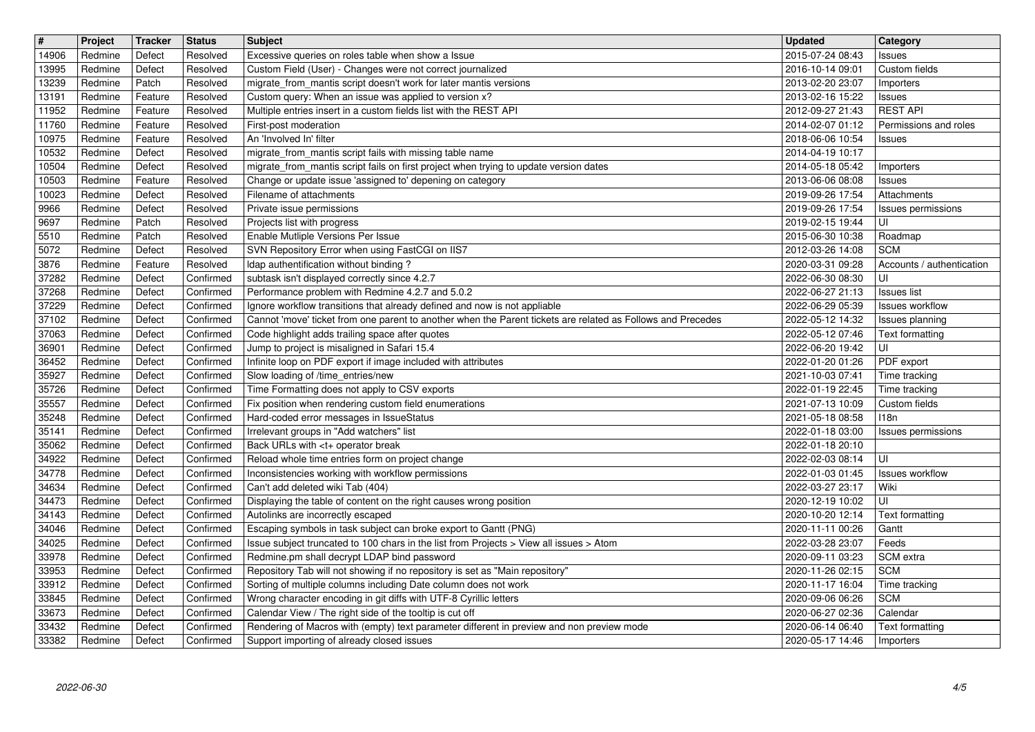| # | Project | Tracker | Status | Subject | Updated | Category |
|---|---|---|---|---|---|---|
| 14906 | Redmine | Defect | Resolved | Excessive queries on roles table when show a Issue | 2015-07-24 08:43 | Issues |
| 13995 | Redmine | Defect | Resolved | Custom Field (User) - Changes were not correct journalized | 2016-10-14 09:01 | Custom fields |
| 13239 | Redmine | Patch | Resolved | migrate_from_mantis script doesn't work for later mantis versions | 2013-02-20 23:07 | Importers |
| 13191 | Redmine | Feature | Resolved | Custom query: When an issue was applied to version x? | 2013-02-16 15:22 | Issues |
| 11952 | Redmine | Feature | Resolved | Multiple entries insert in a custom fields list with the REST API | 2012-09-27 21:43 | REST API |
| 11760 | Redmine | Feature | Resolved | First-post moderation | 2014-02-07 01:12 | Permissions and roles |
| 10975 | Redmine | Feature | Resolved | An 'Involved In' filter | 2018-06-06 10:54 | Issues |
| 10532 | Redmine | Defect | Resolved | migrate_from_mantis script fails with missing table name | 2014-04-19 10:17 | |
| 10504 | Redmine | Defect | Resolved | migrate_from_mantis script fails on first project when trying to update version dates | 2014-05-18 05:42 | Importers |
| 10503 | Redmine | Feature | Resolved | Change or update issue 'assigned to' depening on category | 2013-06-06 08:08 | Issues |
| 10023 | Redmine | Defect | Resolved | Filename of attachments | 2019-09-26 17:54 | Attachments |
| 9966 | Redmine | Defect | Resolved | Private issue permissions | 2019-09-26 17:54 | Issues permissions |
| 9697 | Redmine | Patch | Resolved | Projects list with progress | 2019-02-15 19:44 | UI |
| 5510 | Redmine | Patch | Resolved | Enable Mutliple Versions Per Issue | 2015-06-30 10:38 | Roadmap |
| 5072 | Redmine | Defect | Resolved | SVN Repository Error when using FastCGI on IIS7 | 2012-03-26 14:08 | SCM |
| 3876 | Redmine | Feature | Resolved | ldap authentification without binding ? | 2020-03-31 09:28 | Accounts / authentication |
| 37282 | Redmine | Defect | Confirmed | subtask isn't displayed correctly since 4.2.7 | 2022-06-30 08:30 | UI |
| 37268 | Redmine | Defect | Confirmed | Performance problem with Redmine 4.2.7 and 5.0.2 | 2022-06-27 21:13 | Issues list |
| 37229 | Redmine | Defect | Confirmed | Ignore workflow transitions that already defined and now is not appliable | 2022-06-29 05:39 | Issues workflow |
| 37102 | Redmine | Defect | Confirmed | Cannot 'move' ticket from one parent to another when the Parent tickets are related as Follows and Precedes | 2022-05-12 14:32 | Issues planning |
| 37063 | Redmine | Defect | Confirmed | Code highlight adds trailing space after quotes | 2022-05-12 07:46 | Text formatting |
| 36901 | Redmine | Defect | Confirmed | Jump to project is misaligned in Safari 15.4 | 2022-06-20 19:42 | UI |
| 36452 | Redmine | Defect | Confirmed | Infinite loop on PDF export if image included with attributes | 2022-01-20 01:26 | PDF export |
| 35927 | Redmine | Defect | Confirmed | Slow loading of /time_entries/new | 2021-10-03 07:41 | Time tracking |
| 35726 | Redmine | Defect | Confirmed | Time Formatting does not apply to CSV exports | 2022-01-19 22:45 | Time tracking |
| 35557 | Redmine | Defect | Confirmed | Fix position when rendering custom field enumerations | 2021-07-13 10:09 | Custom fields |
| 35248 | Redmine | Defect | Confirmed | Hard-coded error messages in IssueStatus | 2021-05-18 08:58 | I18n |
| 35141 | Redmine | Defect | Confirmed | Irrelevant groups in "Add watchers" list | 2022-01-18 03:00 | Issues permissions |
| 35062 | Redmine | Defect | Confirmed | Back URLs with <t+ operator break | 2022-01-18 20:10 | |
| 34922 | Redmine | Defect | Confirmed | Reload whole time entries form on project change | 2022-02-03 08:14 | UI |
| 34778 | Redmine | Defect | Confirmed | Inconsistencies working with workflow permissions | 2022-01-03 01:45 | Issues workflow |
| 34634 | Redmine | Defect | Confirmed | Can't add deleted wiki Tab (404) | 2022-03-27 23:17 | Wiki |
| 34473 | Redmine | Defect | Confirmed | Displaying the table of content on the right causes wrong position | 2020-12-19 10:02 | UI |
| 34143 | Redmine | Defect | Confirmed | Autolinks are incorrectly escaped | 2020-10-20 12:14 | Text formatting |
| 34046 | Redmine | Defect | Confirmed | Escaping symbols in task subject can broke export to Gantt (PNG) | 2020-11-11 00:26 | Gantt |
| 34025 | Redmine | Defect | Confirmed | Issue subject truncated to 100 chars in the list from Projects > View all issues > Atom | 2022-03-28 23:07 | Feeds |
| 33978 | Redmine | Defect | Confirmed | Redmine.pm shall decrypt LDAP bind password | 2020-09-11 03:23 | SCM extra |
| 33953 | Redmine | Defect | Confirmed | Repository Tab will not showing if no repository is set as "Main repository" | 2020-11-26 02:15 | SCM |
| 33912 | Redmine | Defect | Confirmed | Sorting of multiple columns including Date column does not work | 2020-11-17 16:04 | Time tracking |
| 33845 | Redmine | Defect | Confirmed | Wrong character encoding in git diffs with UTF-8 Cyrillic letters | 2020-09-06 06:26 | SCM |
| 33673 | Redmine | Defect | Confirmed | Calendar View / The right side of the tooltip is cut off | 2020-06-27 02:36 | Calendar |
| 33432 | Redmine | Defect | Confirmed | Rendering of Macros with (empty) text parameter different in preview and non preview mode | 2020-06-14 06:40 | Text formatting |
| 33382 | Redmine | Defect | Confirmed | Support importing of already closed issues | 2020-05-17 14:46 | Importers |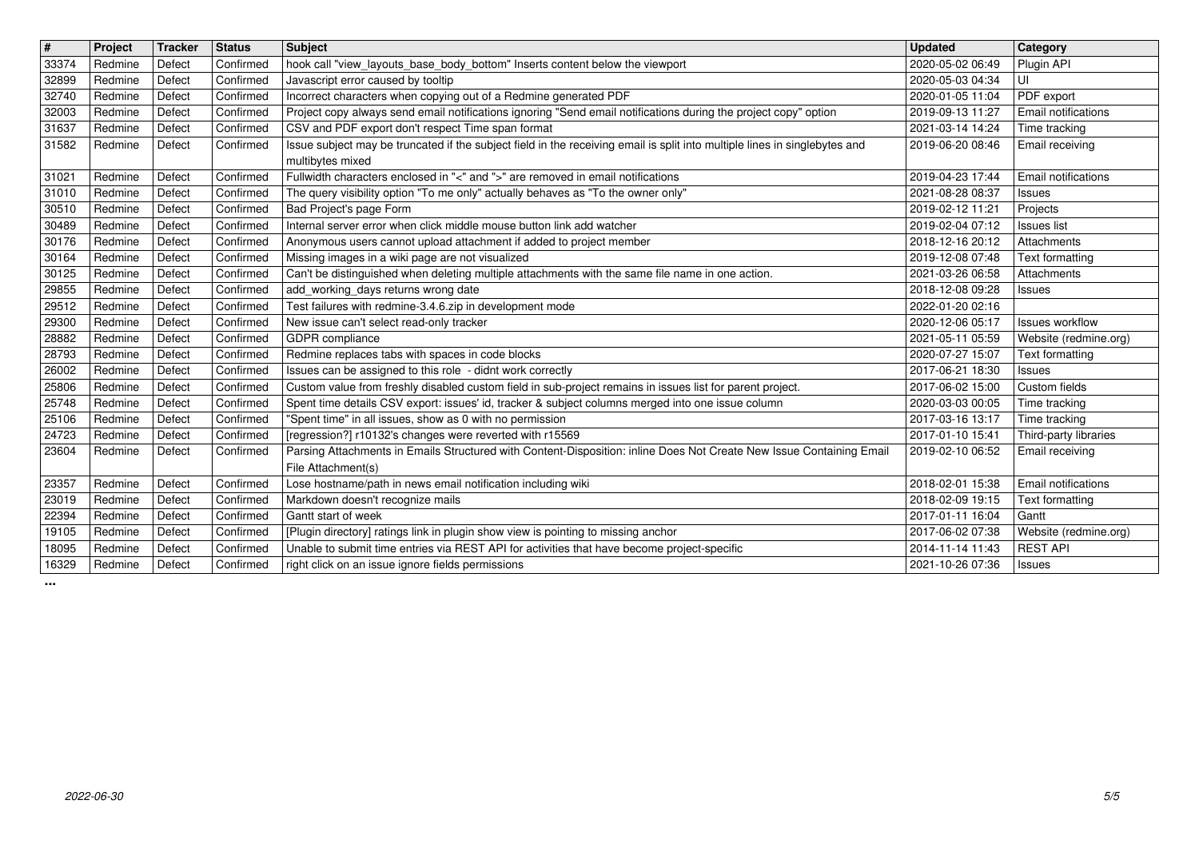| # | Project | Tracker | Status | Subject | Updated | Category |
| --- | --- | --- | --- | --- | --- | --- |
| 33374 | Redmine | Defect | Confirmed | hook call "view_layouts_base_body_bottom" Inserts content below the viewport | 2020-05-02 06:49 | Plugin API |
| 32899 | Redmine | Defect | Confirmed | Javascript error caused by tooltip | 2020-05-03 04:34 | UI |
| 32740 | Redmine | Defect | Confirmed | Incorrect characters when copying out of a Redmine generated PDF | 2020-01-05 11:04 | PDF export |
| 32003 | Redmine | Defect | Confirmed | Project copy always send email notifications ignoring "Send email notifications during the project copy" option | 2019-09-13 11:27 | Email notifications |
| 31637 | Redmine | Defect | Confirmed | CSV and PDF export don't respect Time span format | 2021-03-14 14:24 | Time tracking |
| 31582 | Redmine | Defect | Confirmed | Issue subject may be truncated if the subject field in the receiving email is split into multiple lines in singlebytes and multibytes mixed | 2019-06-20 08:46 | Email receiving |
| 31021 | Redmine | Defect | Confirmed | Fullwidth characters enclosed in "<" and ">" are removed in email notifications | 2019-04-23 17:44 | Email notifications |
| 31010 | Redmine | Defect | Confirmed | The query visibility option "To me only" actually behaves as "To the owner only" | 2021-08-28 08:37 | Issues |
| 30510 | Redmine | Defect | Confirmed | Bad Project's page Form | 2019-02-12 11:21 | Projects |
| 30489 | Redmine | Defect | Confirmed | Internal server error when click middle mouse button link add watcher | 2019-02-04 07:12 | Issues list |
| 30176 | Redmine | Defect | Confirmed | Anonymous users cannot upload attachment if added to project member | 2018-12-16 20:12 | Attachments |
| 30164 | Redmine | Defect | Confirmed | Missing images in a wiki page are not visualized | 2019-12-08 07:48 | Text formatting |
| 30125 | Redmine | Defect | Confirmed | Can't be distinguished when deleting multiple attachments with the same file name in one action. | 2021-03-26 06:58 | Attachments |
| 29855 | Redmine | Defect | Confirmed | add_working_days returns wrong date | 2018-12-08 09:28 | Issues |
| 29512 | Redmine | Defect | Confirmed | Test failures with redmine-3.4.6.zip in development mode | 2022-01-20 02:16 | |
| 29300 | Redmine | Defect | Confirmed | New issue can't select read-only tracker | 2020-12-06 05:17 | Issues workflow |
| 28882 | Redmine | Defect | Confirmed | GDPR compliance | 2021-05-11 05:59 | Website (redmine.org) |
| 28793 | Redmine | Defect | Confirmed | Redmine replaces tabs with spaces in code blocks | 2020-07-27 15:07 | Text formatting |
| 26002 | Redmine | Defect | Confirmed | Issues can be assigned to this role - didnt work correctly | 2017-06-21 18:30 | Issues |
| 25806 | Redmine | Defect | Confirmed | Custom value from freshly disabled custom field in sub-project remains in issues list for parent project. | 2017-06-02 15:00 | Custom fields |
| 25748 | Redmine | Defect | Confirmed | Spent time details CSV export: issues' id, tracker & subject columns merged into one issue column | 2020-03-03 00:05 | Time tracking |
| 25106 | Redmine | Defect | Confirmed | "Spent time" in all issues, show as 0 with no permission | 2017-03-16 13:17 | Time tracking |
| 24723 | Redmine | Defect | Confirmed | [regression?] r10132's changes were reverted with r15569 | 2017-01-10 15:41 | Third-party libraries |
| 23604 | Redmine | Defect | Confirmed | Parsing Attachments in Emails Structured with Content-Disposition: inline Does Not Create New Issue Containing Email File Attachment(s) | 2019-02-10 06:52 | Email receiving |
| 23357 | Redmine | Defect | Confirmed | Lose hostname/path in news email notification including wiki | 2018-02-01 15:38 | Email notifications |
| 23019 | Redmine | Defect | Confirmed | Markdown doesn't recognize mails | 2018-02-09 19:15 | Text formatting |
| 22394 | Redmine | Defect | Confirmed | Gantt start of week | 2017-01-11 16:04 | Gantt |
| 19105 | Redmine | Defect | Confirmed | [Plugin directory] ratings link in plugin show view is pointing to missing anchor | 2017-06-02 07:38 | Website (redmine.org) |
| 18095 | Redmine | Defect | Confirmed | Unable to submit time entries via REST API for activities that have become project-specific | 2014-11-14 11:43 | REST API |
| 16329 | Redmine | Defect | Confirmed | right click on an issue ignore fields permissions | 2021-10-26 07:36 | Issues |

...